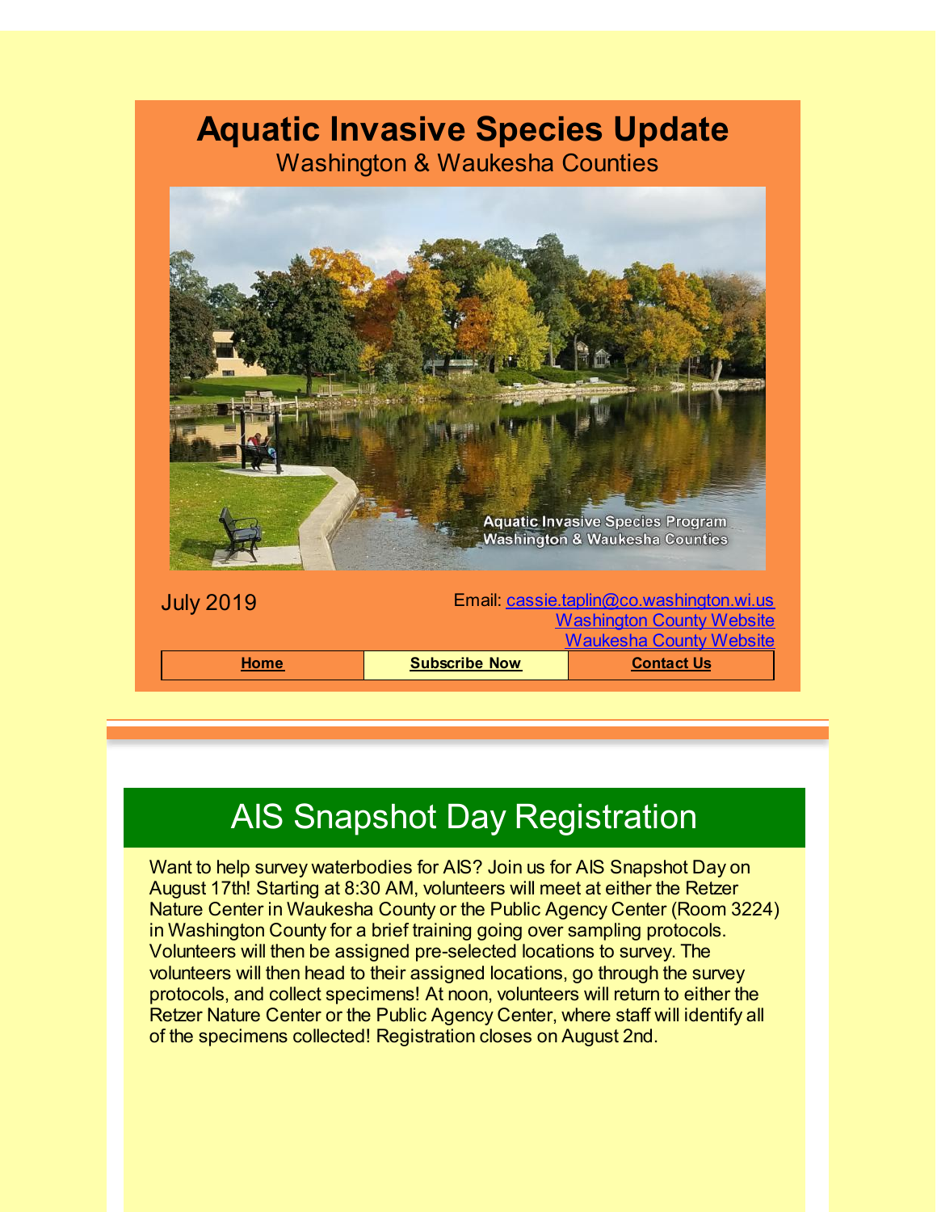# Aquatic Invasive Species Update

Washington & Waukesha Counties

July 2019

Email: cassie.taplin@co.washington.wi.us
Washington County Website
Waukesha County Website

| Home | Subscribe Now | Contact Us |
|---|---|---|

## AIS Snapshot Day Registration

Want to help survey waterbodies for AIS? Join us for AIS Snapshot Day on August 17th! Starting at 8:30 AM, volunteers will meet at either the Retzer Nature Center in Waukesha County or the Public Agency Center (Room 3224) in Washington County for a brief training going over sampling protocols. Volunteers will then be assigned pre-selected locations to survey. The volunteers will then head to their assigned locations, go through the survey protocols, and collect specimens! At noon, volunteers will return to either the Retzer Nature Center or the Public Agency Center, where staff will identify all of the specimens collected! Registration closes on August 2nd.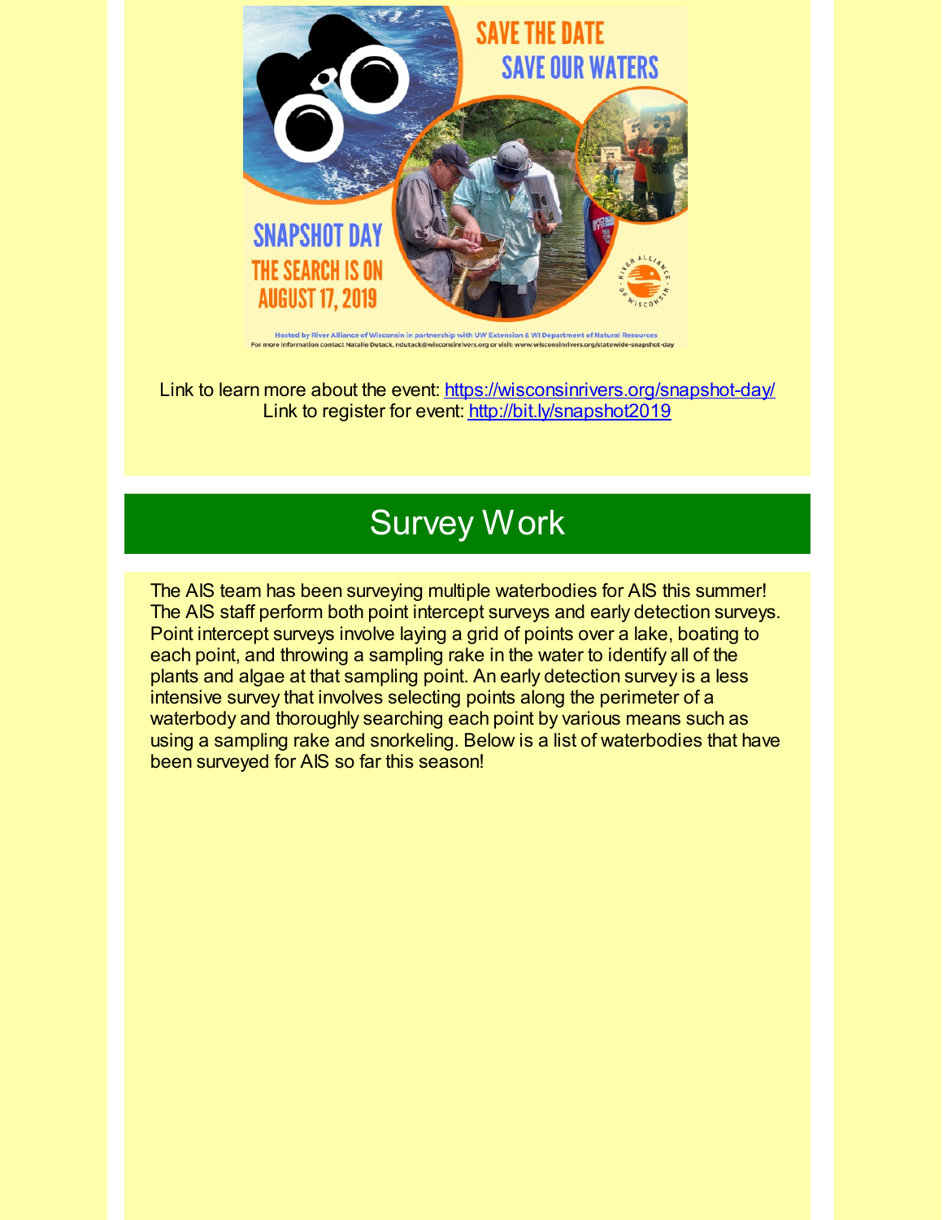SAVE THE DATE
SAVE OUR WATERS

SNAPSHOT DAY
THE SEARCH IS ON
AUGUST 17, 2019

Hosted by River Alliance of Wisconsin in partnership with UW Extension & WI Department of Natural Resources
For more information contact Natalie Dutack, ndutack@wisconsinrivers.org or visit: www.wisconsinrivers.org/statewide-snapshot-day

Link to learn more about the event: https://wisconsinrivers.org/snapshot-day/
Link to register for event: http://bit.ly/snapshot2019

# Survey Work

The AIS team has been surveying multiple waterbodies for AIS this summer! The AIS staff perform both point intercept surveys and early detection surveys. Point intercept surveys involve laying a grid of points over a lake, boating to each point, and throwing a sampling rake in the water to identify all of the plants and algae at that sampling point. An early detection survey is a less intensive survey that involves selecting points along the perimeter of a waterbody and thoroughly searching each point by various means such as using a sampling rake and snorkeling. Below is a list of waterbodies that have been surveyed for AIS so far this season!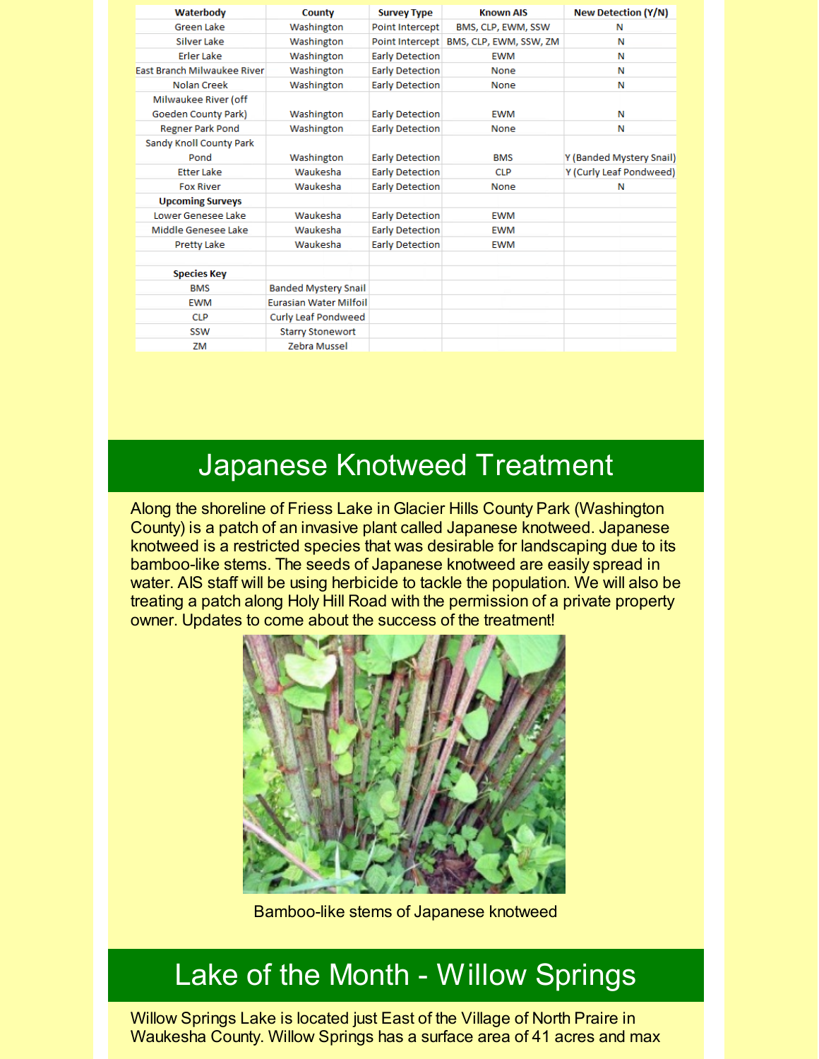| Waterbody | County | Survey Type | Known AIS | New Detection (Y/N) |
| --- | --- | --- | --- | --- |
| Green Lake | Washington | Point Intercept | BMS, CLP, EWM, SSW | N |
| Silver Lake | Washington | Point Intercept | BMS, CLP, EWM, SSW, ZM | N |
| Erler Lake | Washington | Early Detection | EWM | N |
| East Branch Milwaukee River | Washington | Early Detection | None | N |
| Nolan Creek | Washington | Early Detection | None | N |
| Milwaukee River (off Goeden County Park) | Washington | Early Detection | EWM | N |
| Regner Park Pond | Washington | Early Detection | None | N |
| Sandy Knoll County Park Pond | Washington | Early Detection | BMS | Y (Banded Mystery Snail) |
| Etter Lake | Waukesha | Early Detection | CLP | Y (Curly Leaf Pondweed) |
| Fox River | Waukesha | Early Detection | None | N |
| **Upcoming Surveys** | | | | |
| Lower Genesee Lake | Waukesha | Early Detection | EWM | |
| Middle Genesee Lake | Waukesha | Early Detection | EWM | |
| Pretty Lake | Waukesha | Early Detection | EWM | |
| | | | | |
| **Species Key** | | | | |
| BMS | Banded Mystery Snail | | | |
| EWM | Eurasian Water Milfoil | | | |
| CLP | Curly Leaf Pondweed | | | |
| SSW | Starry Stonewort | | | |
| ZM | Zebra Mussel | | | |

# Japanese Knotweed Treatment

Along the shoreline of Friess Lake in Glacier Hills County Park (Washington County) is a patch of an invasive plant called Japanese knotweed. Japanese knotweed is a restricted species that was desirable for landscaping due to its bamboo-like stems. The seeds of Japanese knotweed are easily spread in water. AIS staff will be using herbicide to tackle the population. We will also be treating a patch along Holy Hill Road with the permission of a private property owner. Updates to come about the success of the treatment!

Bamboo-like stems of Japanese knotweed

# Lake of the Month - Willow Springs

Willow Springs Lake is located just East of the Village of North Praire in Waukesha County. Willow Springs has a surface area of 41 acres and max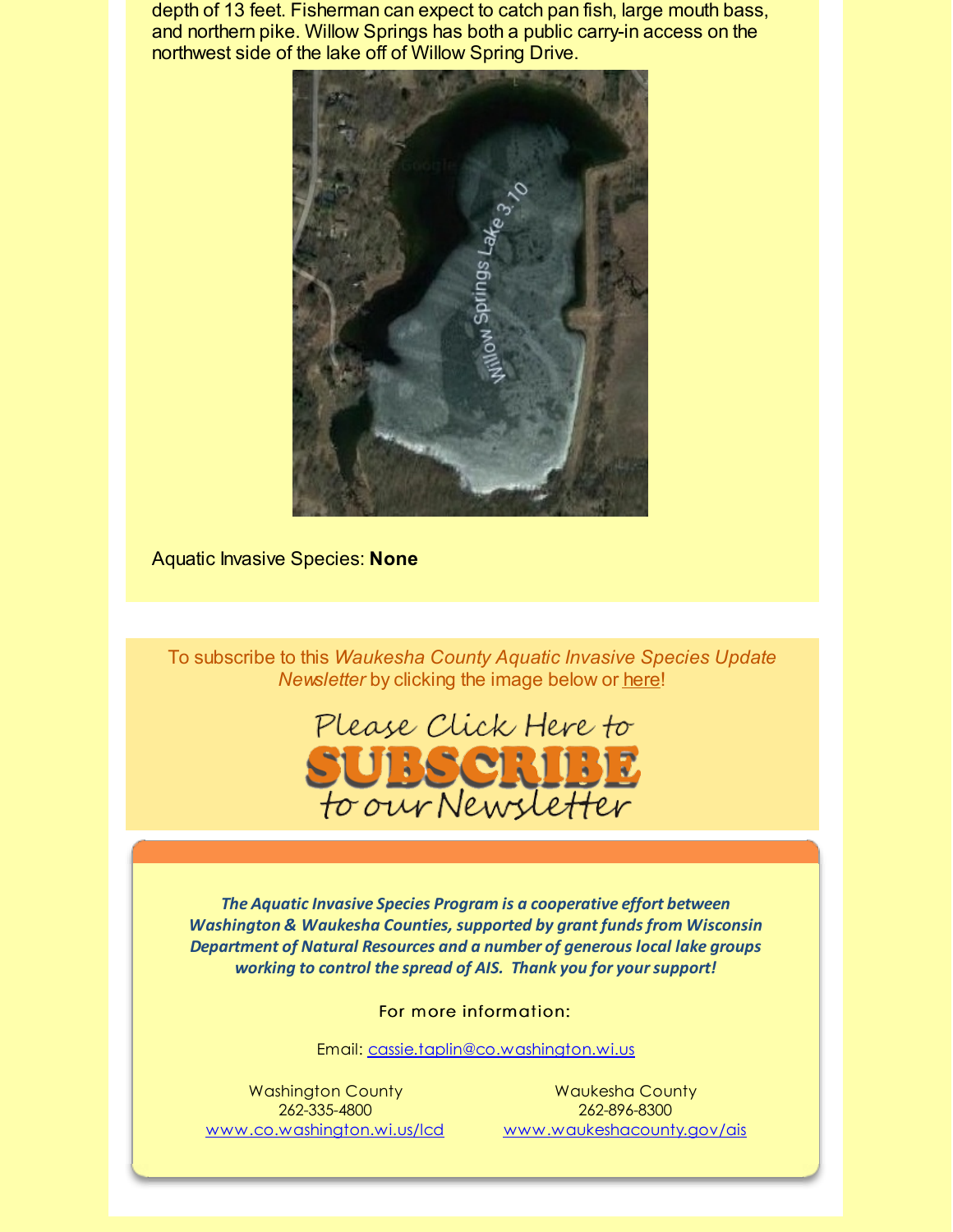depth of 13 feet. Fisherman can expect to catch pan fish, large mouth bass, and northern pike. Willow Springs has both a public carry-in access on the northwest side of the lake off of Willow Spring Drive.

Aquatic Invasive Species: **None**

To subscribe to this *Waukesha County Aquatic Invasive Species Update Newsletter* by clicking the image below or here!

Please Click Here to SUBSCRIBE to our Newsletter

***The Aquatic Invasive Species Program is a cooperative effort between Washington & Waukesha Counties, supported by grant funds from Wisconsin Department of Natural Resources and a number of generous local lake groups working to control the spread of AIS. Thank you for your support!***

For more information:

Email: cassie.taplin@co.washington.wi.us

Washington County
262-335-4800
www.co.washington.wi.us/lcd

Waukesha County
262-896-8300
www.waukeshacounty.gov/ais